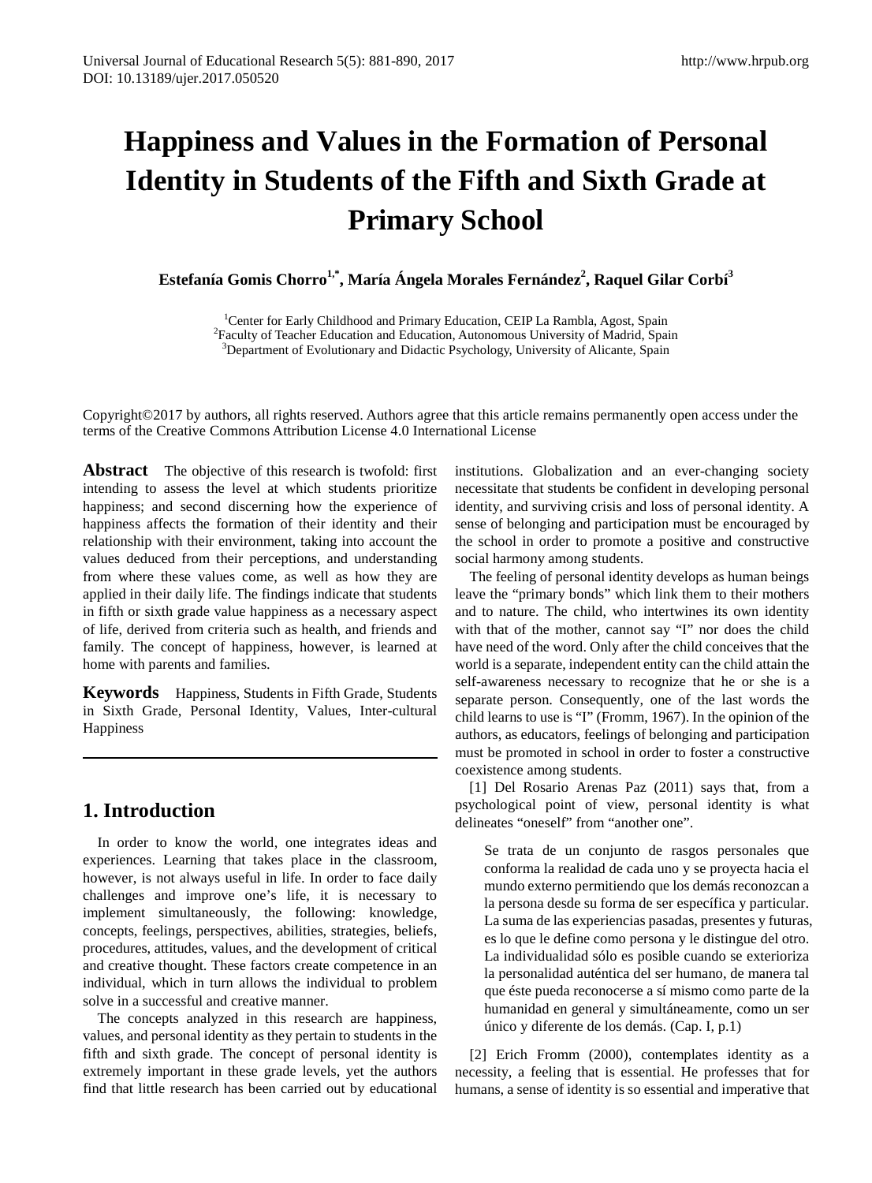# Happiness and Values in the Formation of Personal Identity in Students of the Fifth and Sixth Grade at Primary School

**Estefanía Gomis Chorro[1,*], María Ángela Morales Fernández[2], Raquel Gilar Corbí[3]**

[1]Center for Early Childhood and Primary Education, CEIP La Rambla, Agost, Spain
[2]Faculty of Teacher Education and Education, Autonomous University of Madrid, Spain
[3]Department of Evolutionary and Didactic Psychology, University of Alicante, Spain

Copyright©2017 by authors, all rights reserved. Authors agree that this article remains permanently open access under the terms of the Creative Commons Attribution License 4.0 International License

**Abstract** The objective of this research is twofold: first intending to assess the level at which students prioritize happiness; and second discerning how the experience of happiness affects the formation of their identity and their relationship with their environment, taking into account the values deduced from their perceptions, and understanding from where these values come, as well as how they are applied in their daily life. The findings indicate that students in fifth or sixth grade value happiness as a necessary aspect of life, derived from criteria such as health, and friends and family. The concept of happiness, however, is learned at home with parents and families.

**Keywords** Happiness, Students in Fifth Grade, Students in Sixth Grade, Personal Identity, Values, Inter-cultural Happiness

## 1. Introduction

In order to know the world, one integrates ideas and experiences. Learning that takes place in the classroom, however, is not always useful in life. In order to face daily challenges and improve one's life, it is necessary to implement simultaneously, the following: knowledge, concepts, feelings, perspectives, abilities, strategies, beliefs, procedures, attitudes, values, and the development of critical and creative thought. These factors create competence in an individual, which in turn allows the individual to problem solve in a successful and creative manner.

The concepts analyzed in this research are happiness, values, and personal identity as they pertain to students in the fifth and sixth grade. The concept of personal identity is extremely important in these grade levels, yet the authors find that little research has been carried out by educational institutions. Globalization and an ever-changing society necessitate that students be confident in developing personal identity, and surviving crisis and loss of personal identity. A sense of belonging and participation must be encouraged by the school in order to promote a positive and constructive social harmony among students.

The feeling of personal identity develops as human beings leave the "primary bonds" which link them to their mothers and to nature. The child, who intertwines its own identity with that of the mother, cannot say "I" nor does the child have need of the word. Only after the child conceives that the world is a separate, independent entity can the child attain the self-awareness necessary to recognize that he or she is a separate person. Consequently, one of the last words the child learns to use is "I" (Fromm, 1967). In the opinion of the authors, as educators, feelings of belonging and participation must be promoted in school in order to foster a constructive coexistence among students.

[1] Del Rosario Arenas Paz (2011) says that, from a psychological point of view, personal identity is what delineates "oneself" from "another one".

> Se trata de un conjunto de rasgos personales que conforma la realidad de cada uno y se proyecta hacia el mundo externo permitiendo que los demás reconozcan a la persona desde su forma de ser específica y particular. La suma de las experiencias pasadas, presentes y futuras, es lo que le define como persona y le distingue del otro. La individualidad sólo es posible cuando se exterioriza la personalidad auténtica del ser humano, de manera tal que éste pueda reconocerse a sí mismo como parte de la humanidad en general y simultáneamente, como un ser único y diferente de los demás. (Cap. I, p.1)

[2] Erich Fromm (2000), contemplates identity as a necessity, a feeling that is essential. He professes that for humans, a sense of identity is so essential and imperative that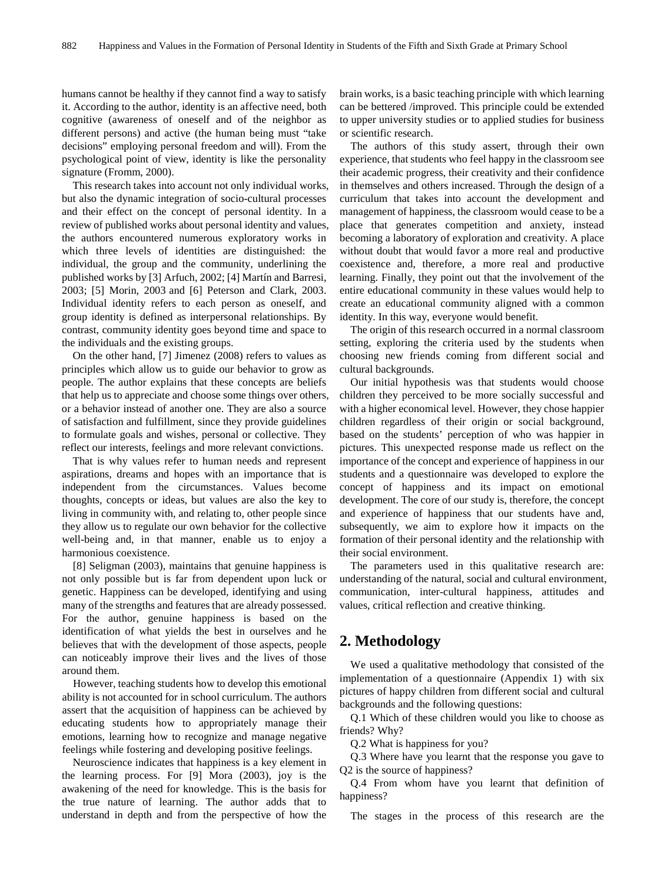humans cannot be healthy if they cannot find a way to satisfy it. According to the author, identity is an affective need, both cognitive (awareness of oneself and of the neighbor as different persons) and active (the human being must "take decisions" employing personal freedom and will). From the psychological point of view, identity is like the personality signature (Fromm, 2000).

This research takes into account not only individual works, but also the dynamic integration of socio-cultural processes and their effect on the concept of personal identity. In a review of published works about personal identity and values, the authors encountered numerous exploratory works in which three levels of identities are distinguished: the individual, the group and the community, underlining the published works by [3] Arfuch, 2002; [4] Martín and Barresi, 2003; [5] Morin, 2003 and [6] Peterson and Clark, 2003. Individual identity refers to each person as oneself, and group identity is defined as interpersonal relationships. By contrast, community identity goes beyond time and space to the individuals and the existing groups.

On the other hand, [7] Jimenez (2008) refers to values as principles which allow us to guide our behavior to grow as people. The author explains that these concepts are beliefs that help us to appreciate and choose some things over others, or a behavior instead of another one. They are also a source of satisfaction and fulfillment, since they provide guidelines to formulate goals and wishes, personal or collective. They reflect our interests, feelings and more relevant convictions.

That is why values refer to human needs and represent aspirations, dreams and hopes with an importance that is independent from the circumstances. Values become thoughts, concepts or ideas, but values are also the key to living in community with, and relating to, other people since they allow us to regulate our own behavior for the collective well-being and, in that manner, enable us to enjoy a harmonious coexistence.

[8] Seligman (2003), maintains that genuine happiness is not only possible but is far from dependent upon luck or genetic. Happiness can be developed, identifying and using many of the strengths and features that are already possessed. For the author, genuine happiness is based on the identification of what yields the best in ourselves and he believes that with the development of those aspects, people can noticeably improve their lives and the lives of those around them.

However, teaching students how to develop this emotional ability is not accounted for in school curriculum. The authors assert that the acquisition of happiness can be achieved by educating students how to appropriately manage their emotions, learning how to recognize and manage negative feelings while fostering and developing positive feelings.

Neuroscience indicates that happiness is a key element in the learning process. For [9] Mora (2003), joy is the awakening of the need for knowledge. This is the basis for the true nature of learning. The author adds that to understand in depth and from the perspective of how the brain works, is a basic teaching principle with which learning can be bettered /improved. This principle could be extended to upper university studies or to applied studies for business or scientific research.

The authors of this study assert, through their own experience, that students who feel happy in the classroom see their academic progress, their creativity and their confidence in themselves and others increased. Through the design of a curriculum that takes into account the development and management of happiness, the classroom would cease to be a place that generates competition and anxiety, instead becoming a laboratory of exploration and creativity. A place without doubt that would favor a more real and productive coexistence and, therefore, a more real and productive learning. Finally, they point out that the involvement of the entire educational community in these values would help to create an educational community aligned with a common identity. In this way, everyone would benefit.

The origin of this research occurred in a normal classroom setting, exploring the criteria used by the students when choosing new friends coming from different social and cultural backgrounds.

Our initial hypothesis was that students would choose children they perceived to be more socially successful and with a higher economical level. However, they chose happier children regardless of their origin or social background, based on the students' perception of who was happier in pictures. This unexpected response made us reflect on the importance of the concept and experience of happiness in our students and a questionnaire was developed to explore the concept of happiness and its impact on emotional development. The core of our study is, therefore, the concept and experience of happiness that our students have and, subsequently, we aim to explore how it impacts on the formation of their personal identity and the relationship with their social environment.

The parameters used in this qualitative research are: understanding of the natural, social and cultural environment, communication, inter-cultural happiness, attitudes and values, critical reflection and creative thinking.

## 2. Methodology

We used a qualitative methodology that consisted of the implementation of a questionnaire (Appendix 1) with six pictures of happy children from different social and cultural backgrounds and the following questions:

Q.1 Which of these children would you like to choose as friends? Why?

Q.2 What is happiness for you?

Q.3 Where have you learnt that the response you gave to Q2 is the source of happiness?

Q.4 From whom have you learnt that definition of happiness?

The stages in the process of this research are the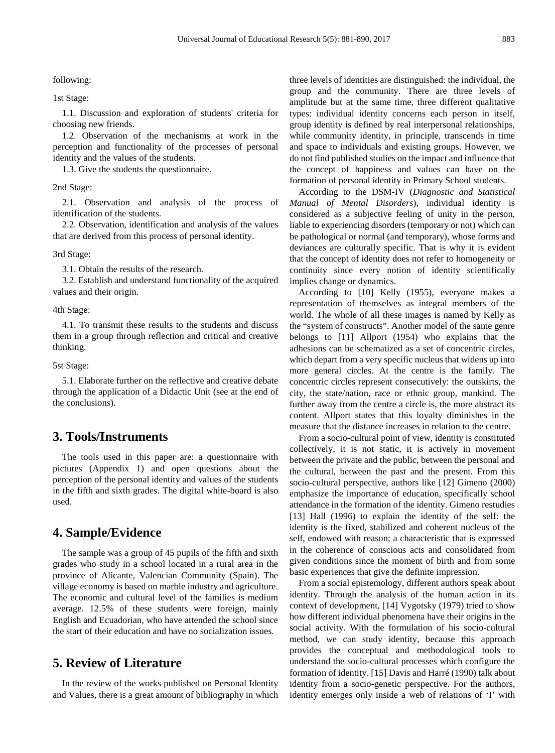following:

1st Stage:

1.1. Discussion and exploration of students' criteria for choosing new friends.

1.2. Observation of the mechanisms at work in the perception and functionality of the processes of personal identity and the values of the students.

1.3. Give the students the questionnaire.

2nd Stage:

2.1. Observation and analysis of the process of identification of the students.

2.2. Observation, identification and analysis of the values that are derived from this process of personal identity.

3rd Stage:

3.1. Obtain the results of the research.

3.2. Establish and understand functionality of the acquired values and their origin.

4th Stage:

4.1. To transmit these results to the students and discuss them in a group through reflection and critical and creative thinking.

5st Stage:

5.1. Elaborate further on the reflective and creative debate through the application of a Didactic Unit (see at the end of the conclusions).

## 3. Tools/Instruments

The tools used in this paper are: a questionnaire with pictures (Appendix 1) and open questions about the perception of the personal identity and values of the students in the fifth and sixth grades. The digital white-board is also used.

## 4. Sample/Evidence

The sample was a group of 45 pupils of the fifth and sixth grades who study in a school located in a rural area in the province of Alicante, Valencian Community (Spain). The village economy is based on marble industry and agriculture. The economic and cultural level of the families is medium average. 12.5% of these students were foreign, mainly English and Ecuadorian, who have attended the school since the start of their education and have no socialization issues.

## 5. Review of Literature

In the review of the works published on Personal Identity and Values, there is a great amount of bibliography in which three levels of identities are distinguished: the individual, the group and the community. There are three levels of amplitude but at the same time, three different qualitative types: individual identity concerns each person in itself, group identity is defined by real interpersonal relationships, while community identity, in principle, transcends in time and space to individuals and existing groups. However, we do not find published studies on the impact and influence that the concept of happiness and values can have on the formation of personal identity in Primary School students.

According to the DSM-IV (*Diagnostic and Statistical Manual of Mental Disorders*), individual identity is considered as a subjective feeling of unity in the person, liable to experiencing disorders (temporary or not) which can be pathological or normal (and temporary), whose forms and deviances are culturally specific. That is why it is evident that the concept of identity does not refer to homogeneity or continuity since every notion of identity scientifically implies change or dynamics.

According to [10] Kelly (1955), everyone makes a representation of themselves as integral members of the world. The whole of all these images is named by Kelly as the "system of constructs". Another model of the same genre belongs to [11] Allport (1954) who explains that the adhesions can be schematized as a set of concentric circles, which depart from a very specific nucleus that widens up into more general circles. At the centre is the family. The concentric circles represent consecutively: the outskirts, the city, the state/nation, race or ethnic group, mankind. The further away from the centre a circle is, the more abstract its content. Allport states that this loyalty diminishes in the measure that the distance increases in relation to the centre.

From a socio-cultural point of view, identity is constituted collectively, it is not static, it is actively in movement between the private and the public, between the personal and the cultural, between the past and the present. From this socio-cultural perspective, authors like [12] Gimeno (2000) emphasize the importance of education, specifically school attendance in the formation of the identity. Gimeno restudies [13] Hall (1996) to explain the identity of the self: the identity is the fixed, stabilized and coherent nucleus of the self, endowed with reason; a characteristic that is expressed in the coherence of conscious acts and consolidated from given conditions since the moment of birth and from some basic experiences that give the definite impression.

From a social epistemology, different authors speak about identity. Through the analysis of the human action in its context of development, [14] Vygotsky (1979) tried to show how different individual phenomena have their origins in the social activity. With the formulation of his socio-cultural method, we can study identity, because this approach provides the conceptual and methodological tools to understand the socio-cultural processes which configure the formation of identity. [15] Davis and Harré (1990) talk about identity from a socio-genetic perspective. For the authors, identity emerges only inside a web of relations of 'I' with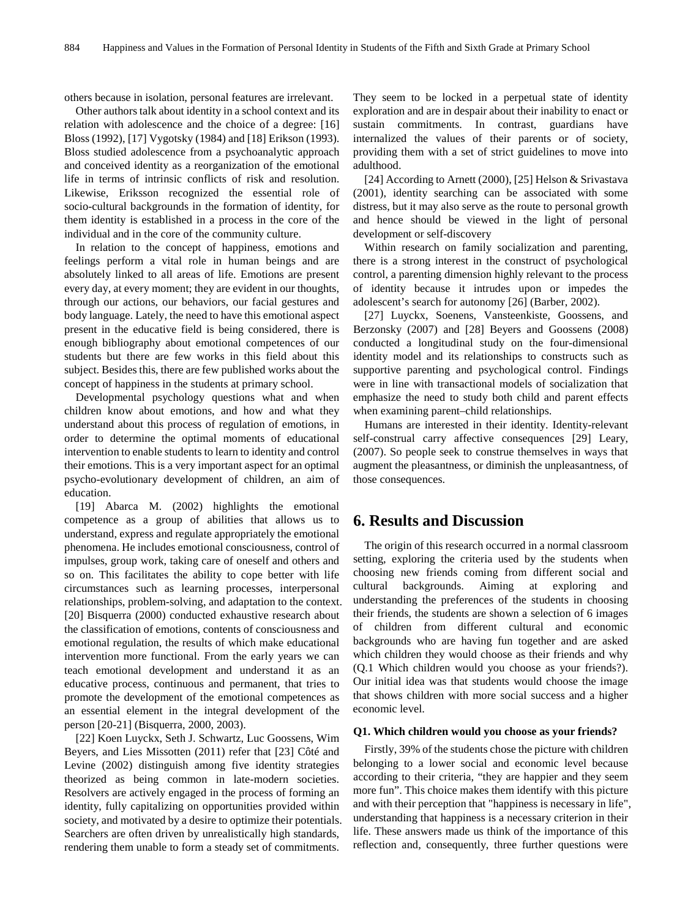others because in isolation, personal features are irrelevant.

Other authors talk about identity in a school context and its relation with adolescence and the choice of a degree: [16] Bloss (1992), [17] Vygotsky (1984) and [18] Erikson (1993). Bloss studied adolescence from a psychoanalytic approach and conceived identity as a reorganization of the emotional life in terms of intrinsic conflicts of risk and resolution. Likewise, Eriksson recognized the essential role of socio-cultural backgrounds in the formation of identity, for them identity is established in a process in the core of the individual and in the core of the community culture.

In relation to the concept of happiness, emotions and feelings perform a vital role in human beings and are absolutely linked to all areas of life. Emotions are present every day, at every moment; they are evident in our thoughts, through our actions, our behaviors, our facial gestures and body language. Lately, the need to have this emotional aspect present in the educative field is being considered, there is enough bibliography about emotional competences of our students but there are few works in this field about this subject. Besides this, there are few published works about the concept of happiness in the students at primary school.

Developmental psychology questions what and when children know about emotions, and how and what they understand about this process of regulation of emotions, in order to determine the optimal moments of educational intervention to enable students to learn to identity and control their emotions. This is a very important aspect for an optimal psycho-evolutionary development of children, an aim of education.

[19] Abarca M. (2002) highlights the emotional competence as a group of abilities that allows us to understand, express and regulate appropriately the emotional phenomena. He includes emotional consciousness, control of impulses, group work, taking care of oneself and others and so on. This facilitates the ability to cope better with life circumstances such as learning processes, interpersonal relationships, problem-solving, and adaptation to the context. [20] Bisquerra (2000) conducted exhaustive research about the classification of emotions, contents of consciousness and emotional regulation, the results of which make educational intervention more functional. From the early years we can teach emotional development and understand it as an educative process, continuous and permanent, that tries to promote the development of the emotional competences as an essential element in the integral development of the person [20-21] (Bisquerra, 2000, 2003).

[22] Koen Luyckx, Seth J. Schwartz, Luc Goossens, Wim Beyers, and Lies Missotten (2011) refer that [23] Côté and Levine (2002) distinguish among five identity strategies theorized as being common in late-modern societies. Resolvers are actively engaged in the process of forming an identity, fully capitalizing on opportunities provided within society, and motivated by a desire to optimize their potentials. Searchers are often driven by unrealistically high standards, rendering them unable to form a steady set of commitments. They seem to be locked in a perpetual state of identity exploration and are in despair about their inability to enact or sustain commitments. In contrast, guardians have internalized the values of their parents or of society, providing them with a set of strict guidelines to move into adulthood.

[24] According to Arnett (2000), [25] Helson & Srivastava (2001), identity searching can be associated with some distress, but it may also serve as the route to personal growth and hence should be viewed in the light of personal development or self-discovery

Within research on family socialization and parenting, there is a strong interest in the construct of psychological control, a parenting dimension highly relevant to the process of identity because it intrudes upon or impedes the adolescent's search for autonomy [26] (Barber, 2002).

[27] Luyckx, Soenens, Vansteenkiste, Goossens, and Berzonsky (2007) and [28] Beyers and Goossens (2008) conducted a longitudinal study on the four-dimensional identity model and its relationships to constructs such as supportive parenting and psychological control. Findings were in line with transactional models of socialization that emphasize the need to study both child and parent effects when examining parent–child relationships.

Humans are interested in their identity. Identity-relevant self-construal carry affective consequences [29] Leary, (2007). So people seek to construe themselves in ways that augment the pleasantness, or diminish the unpleasantness, of those consequences.

## 6. Results and Discussion

The origin of this research occurred in a normal classroom setting, exploring the criteria used by the students when choosing new friends coming from different social and cultural backgrounds. Aiming at exploring and understanding the preferences of the students in choosing their friends, the students are shown a selection of 6 images of children from different cultural and economic backgrounds who are having fun together and are asked which children they would choose as their friends and why (Q.1 Which children would you choose as your friends?). Our initial idea was that students would choose the image that shows children with more social success and a higher economic level.

**Q1. Which children would you choose as your friends?**

Firstly, 39% of the students chose the picture with children belonging to a lower social and economic level because according to their criteria, "they are happier and they seem more fun". This choice makes them identify with this picture and with their perception that "happiness is necessary in life", understanding that happiness is a necessary criterion in their life. These answers made us think of the importance of this reflection and, consequently, three further questions were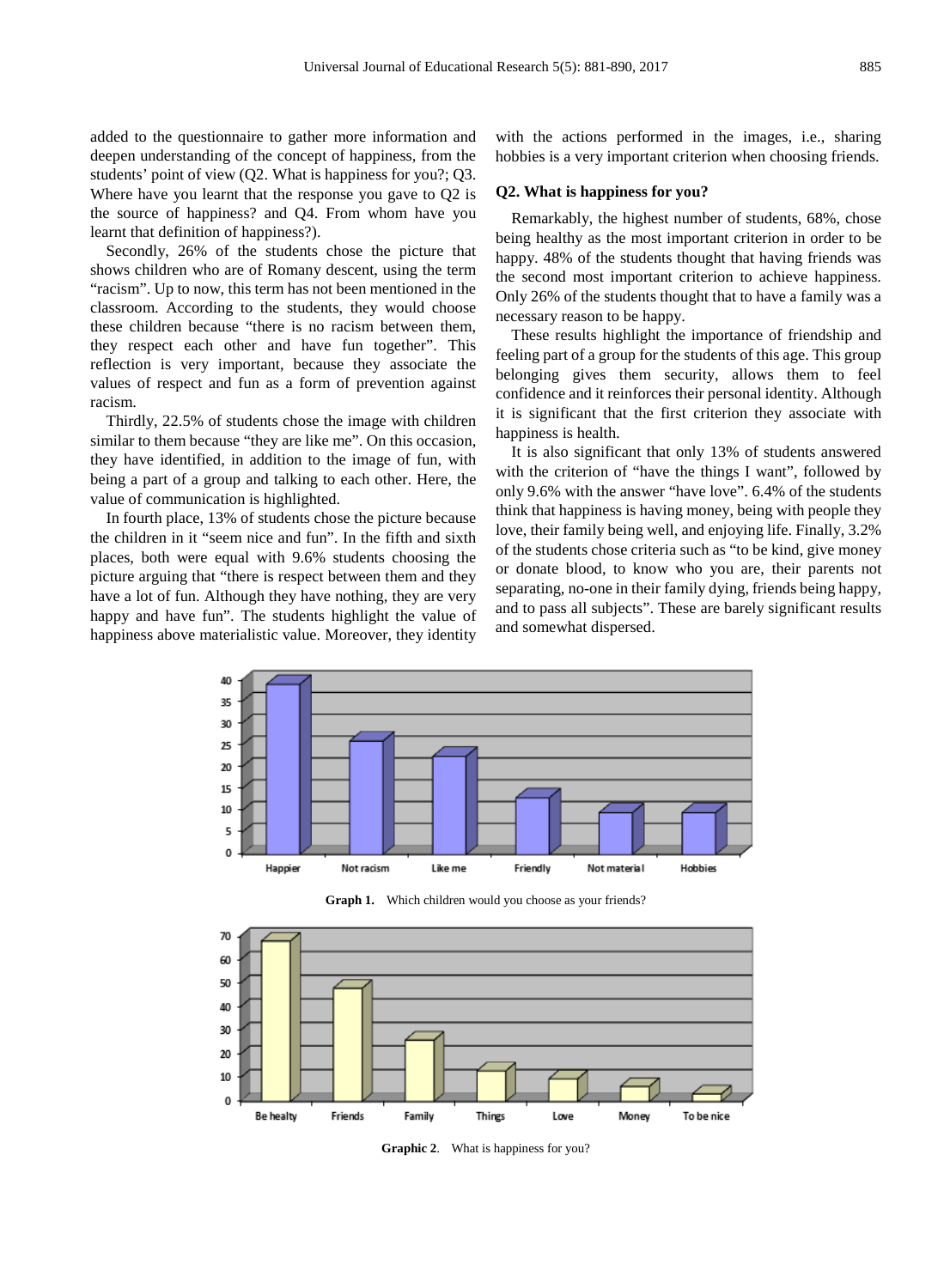added to the questionnaire to gather more information and deepen understanding of the concept of happiness, from the students' point of view (Q2. What is happiness for you?; Q3. Where have you learnt that the response you gave to Q2 is the source of happiness? and Q4. From whom have you learnt that definition of happiness?).

Secondly, 26% of the students chose the picture that shows children who are of Romany descent, using the term "racism". Up to now, this term has not been mentioned in the classroom. According to the students, they would choose these children because "there is no racism between them, they respect each other and have fun together". This reflection is very important, because they associate the values of respect and fun as a form of prevention against racism.

Thirdly, 22.5% of students chose the image with children similar to them because "they are like me". On this occasion, they have identified, in addition to the image of fun, with being a part of a group and talking to each other. Here, the value of communication is highlighted.

In fourth place, 13% of students chose the picture because the children in it "seem nice and fun". In the fifth and sixth places, both were equal with 9.6% students choosing the picture arguing that "there is respect between them and they have a lot of fun. Although they have nothing, they are very happy and have fun". The students highlight the value of happiness above materialistic value. Moreover, they identity with the actions performed in the images, i.e., sharing hobbies is a very important criterion when choosing friends.

### Q2. What is happiness for you?

Remarkably, the highest number of students, 68%, chose being healthy as the most important criterion in order to be happy. 48% of the students thought that having friends was the second most important criterion to achieve happiness. Only 26% of the students thought that to have a family was a necessary reason to be happy.

These results highlight the importance of friendship and feeling part of a group for the students of this age. This group belonging gives them security, allows them to feel confidence and it reinforces their personal identity. Although it is significant that the first criterion they associate with happiness is health.

It is also significant that only 13% of students answered with the criterion of "have the things I want", followed by only 9.6% with the answer "have love". 6.4% of the students think that happiness is having money, being with people they love, their family being well, and enjoying life. Finally, 3.2% of the students chose criteria such as "to be kind, give money or donate blood, to know who you are, their parents not separating, no-one in their family dying, friends being happy, and to pass all subjects". These are barely significant results and somewhat dispersed.

**Graph 1.** Which children would you choose as your friends?

**Graphic 2**. What is happiness for you?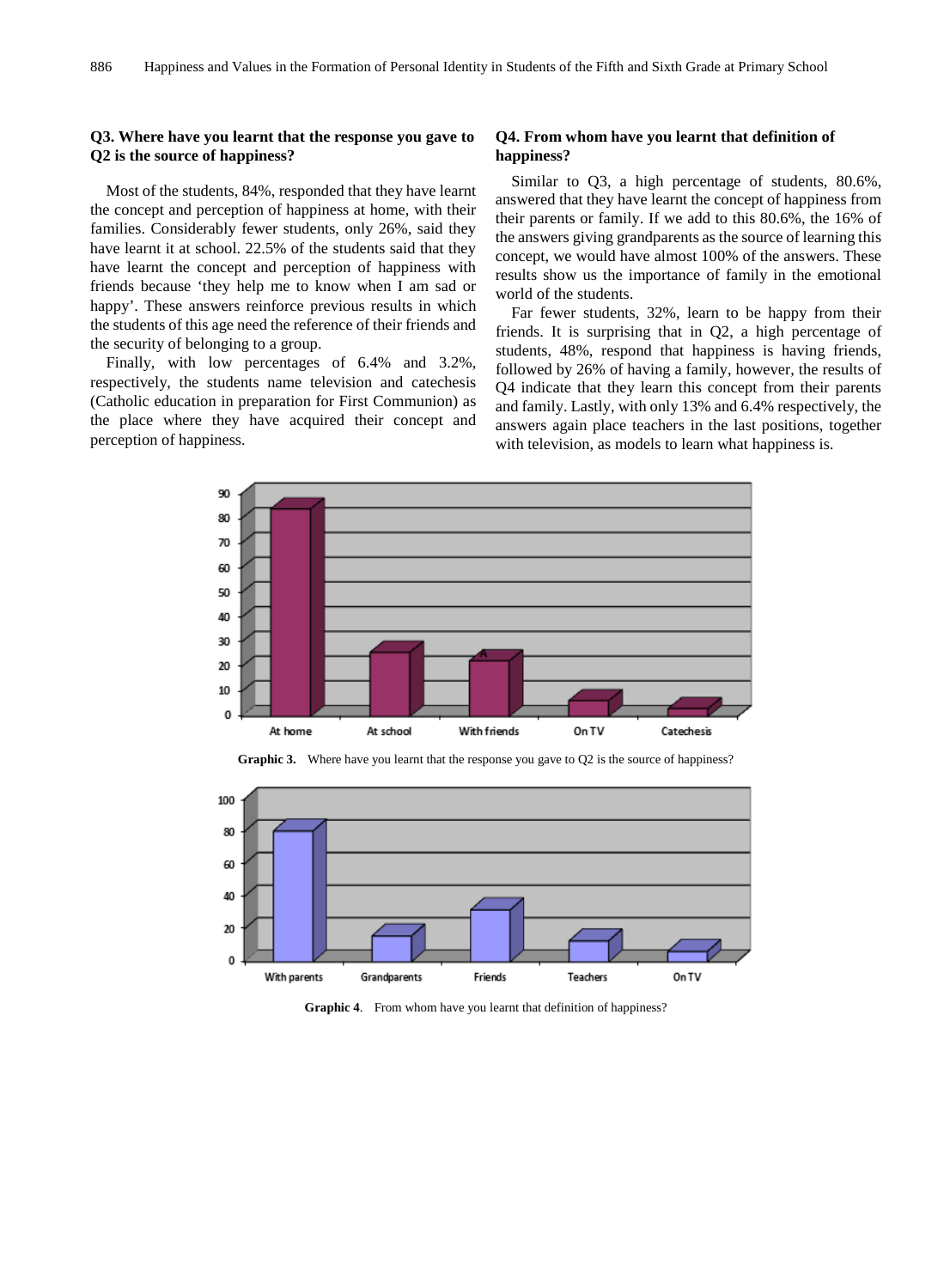### Q3. Where have you learnt that the response you gave to Q2 is the source of happiness?

Most of the students, 84%, responded that they have learnt the concept and perception of happiness at home, with their families. Considerably fewer students, only 26%, said they have learnt it at school. 22.5% of the students said that they have learnt the concept and perception of happiness with friends because 'they help me to know when I am sad or happy'. These answers reinforce previous results in which the students of this age need the reference of their friends and the security of belonging to a group.

Finally, with low percentages of 6.4% and 3.2%, respectively, the students name television and catechesis (Catholic education in preparation for First Communion) as the place where they have acquired their concept and perception of happiness.

### Q4. From whom have you learnt that definition of happiness?

Similar to Q3, a high percentage of students, 80.6%, answered that they have learnt the concept of happiness from their parents or family. If we add to this 80.6%, the 16% of the answers giving grandparents as the source of learning this concept, we would have almost 100% of the answers. These results show us the importance of family in the emotional world of the students.

Far fewer students, 32%, learn to be happy from their friends. It is surprising that in Q2, a high percentage of students, 48%, respond that happiness is having friends, followed by 26% of having a family, however, the results of Q4 indicate that they learn this concept from their parents and family. Lastly, with only 13% and 6.4% respectively, the answers again place teachers in the last positions, together with television, as models to learn what happiness is.

**Graphic 3.** Where have you learnt that the response you gave to Q2 is the source of happiness?

**Graphic 4**. From whom have you learnt that definition of happiness?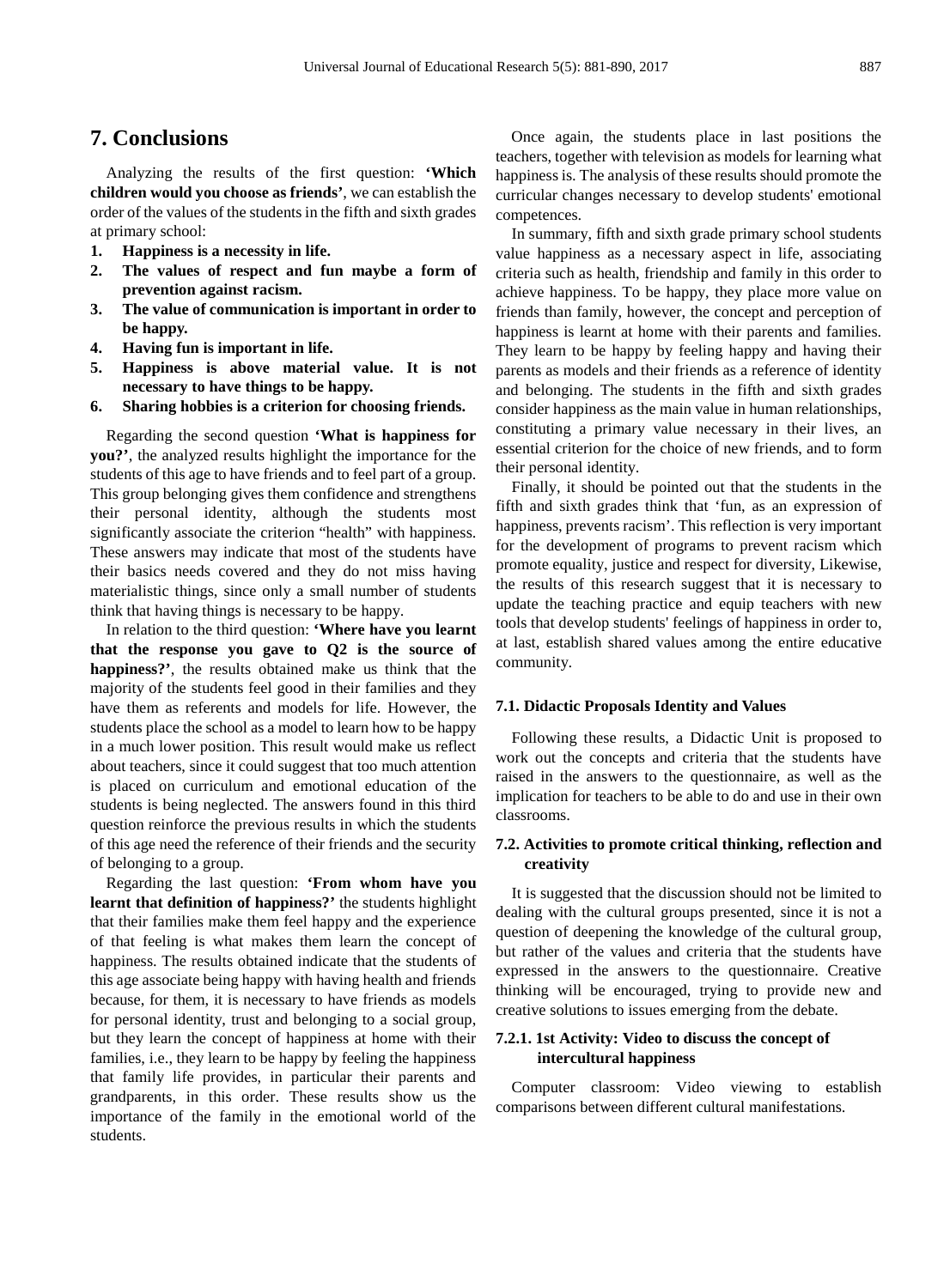# 7. Conclusions

Analyzing the results of the first question: **'Which children would you choose as friends'**, we can establish the order of the values of the students in the fifth and sixth grades at primary school:

1. **Happiness is a necessity in life.**
2. **The values of respect and fun maybe a form of prevention against racism.**
3. **The value of communication is important in order to be happy.**
4. **Having fun is important in life.**
5. **Happiness is above material value. It is not necessary to have things to be happy.**
6. **Sharing hobbies is a criterion for choosing friends.**

Regarding the second question **'What is happiness for you?'**, the analyzed results highlight the importance for the students of this age to have friends and to feel part of a group. This group belonging gives them confidence and strengthens their personal identity, although the students most significantly associate the criterion "health" with happiness. These answers may indicate that most of the students have their basics needs covered and they do not miss having materialistic things, since only a small number of students think that having things is necessary to be happy.

In relation to the third question: **'Where have you learnt that the response you gave to Q2 is the source of happiness?'**, the results obtained make us think that the majority of the students feel good in their families and they have them as referents and models for life. However, the students place the school as a model to learn how to be happy in a much lower position. This result would make us reflect about teachers, since it could suggest that too much attention is placed on curriculum and emotional education of the students is being neglected. The answers found in this third question reinforce the previous results in which the students of this age need the reference of their friends and the security of belonging to a group.

Regarding the last question: **'From whom have you learnt that definition of happiness?'** the students highlight that their families make them feel happy and the experience of that feeling is what makes them learn the concept of happiness. The results obtained indicate that the students of this age associate being happy with having health and friends because, for them, it is necessary to have friends as models for personal identity, trust and belonging to a social group, but they learn the concept of happiness at home with their families, i.e., they learn to be happy by feeling the happiness that family life provides, in particular their parents and grandparents, in this order. These results show us the importance of the family in the emotional world of the students.

Once again, the students place in last positions the teachers, together with television as models for learning what happiness is. The analysis of these results should promote the curricular changes necessary to develop students' emotional competences.

In summary, fifth and sixth grade primary school students value happiness as a necessary aspect in life, associating criteria such as health, friendship and family in this order to achieve happiness. To be happy, they place more value on friends than family, however, the concept and perception of happiness is learnt at home with their parents and families. They learn to be happy by feeling happy and having their parents as models and their friends as a reference of identity and belonging. The students in the fifth and sixth grades consider happiness as the main value in human relationships, constituting a primary value necessary in their lives, an essential criterion for the choice of new friends, and to form their personal identity.

Finally, it should be pointed out that the students in the fifth and sixth grades think that 'fun, as an expression of happiness, prevents racism'. This reflection is very important for the development of programs to prevent racism which promote equality, justice and respect for diversity, Likewise, the results of this research suggest that it is necessary to update the teaching practice and equip teachers with new tools that develop students' feelings of happiness in order to, at last, establish shared values among the entire educative community.

### 7.1. Didactic Proposals Identity and Values

Following these results, a Didactic Unit is proposed to work out the concepts and criteria that the students have raised in the answers to the questionnaire, as well as the implication for teachers to be able to do and use in their own classrooms.

### 7.2. Activities to promote critical thinking, reflection and creativity

It is suggested that the discussion should not be limited to dealing with the cultural groups presented, since it is not a question of deepening the knowledge of the cultural group, but rather of the values and criteria that the students have expressed in the answers to the questionnaire. Creative thinking will be encouraged, trying to provide new and creative solutions to issues emerging from the debate.

#### 7.2.1. 1st Activity: Video to discuss the concept of intercultural happiness

Computer classroom: Video viewing to establish comparisons between different cultural manifestations.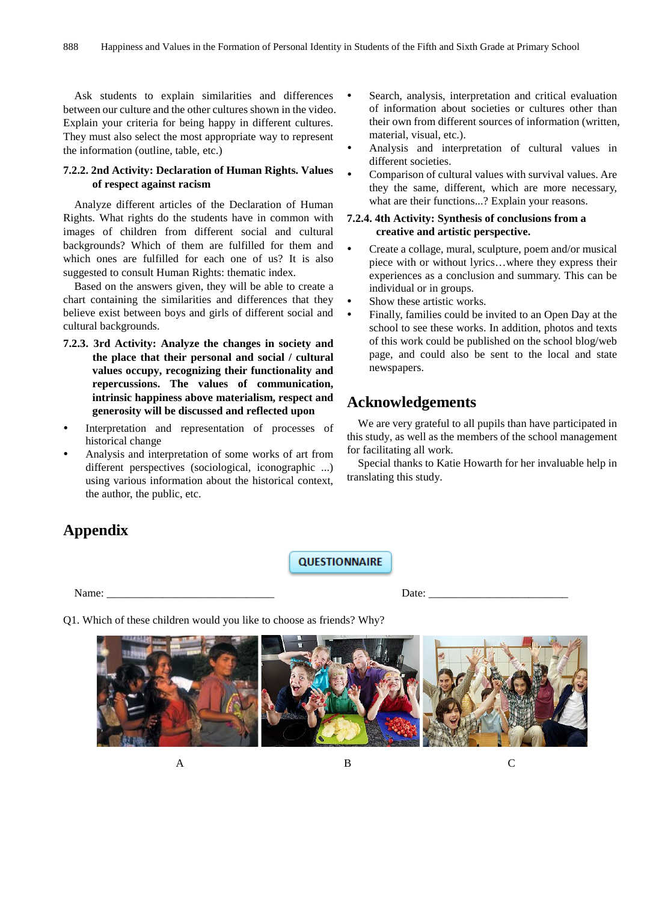Ask students to explain similarities and differences between our culture and the other cultures shown in the video. Explain your criteria for being happy in different cultures. They must also select the most appropriate way to represent the information (outline, table, etc.)

#### 7.2.2. 2nd Activity: Declaration of Human Rights. Values of respect against racism

Analyze different articles of the Declaration of Human Rights. What rights do the students have in common with images of children from different social and cultural backgrounds? Which of them are fulfilled for them and which ones are fulfilled for each one of us? It is also suggested to consult Human Rights: thematic index.

Based on the answers given, they will be able to create a chart containing the similarities and differences that they believe exist between boys and girls of different social and cultural backgrounds.

#### 7.2.3. 3rd Activity: Analyze the changes in society and the place that their personal and social / cultural values occupy, recognizing their functionality and repercussions. The values of communication, intrinsic happiness above materialism, respect and generosity will be discussed and reflected upon

- Interpretation and representation of processes of historical change
- Analysis and interpretation of some works of art from different perspectives (sociological, iconographic ...) using various information about the historical context, the author, the public, etc.
- Search, analysis, interpretation and critical evaluation of information about societies or cultures other than their own from different sources of information (written, material, visual, etc.).
- Analysis and interpretation of cultural values in different societies.
- Comparison of cultural values with survival values. Are they the same, different, which are more necessary, what are their functions...? Explain your reasons.

#### 7.2.4. 4th Activity: Synthesis of conclusions from a creative and artistic perspective.

- Create a collage, mural, sculpture, poem and/or musical piece with or without lyrics…where they express their experiences as a conclusion and summary. This can be individual or in groups.
- Show these artistic works.
- Finally, families could be invited to an Open Day at the school to see these works. In addition, photos and texts of this work could be published on the school blog/web page, and could also be sent to the local and state newspapers.

## Acknowledgements

We are very grateful to all pupils than have participated in this study, as well as the members of the school management for facilitating all work.

Special thanks to Katie Howarth for her invaluable help in translating this study.

## Appendix

**QUESTIONNAIRE**

Name: ______________________________ Date: _________________________

Q1. Which of these children would you like to choose as friends? Why?

A B C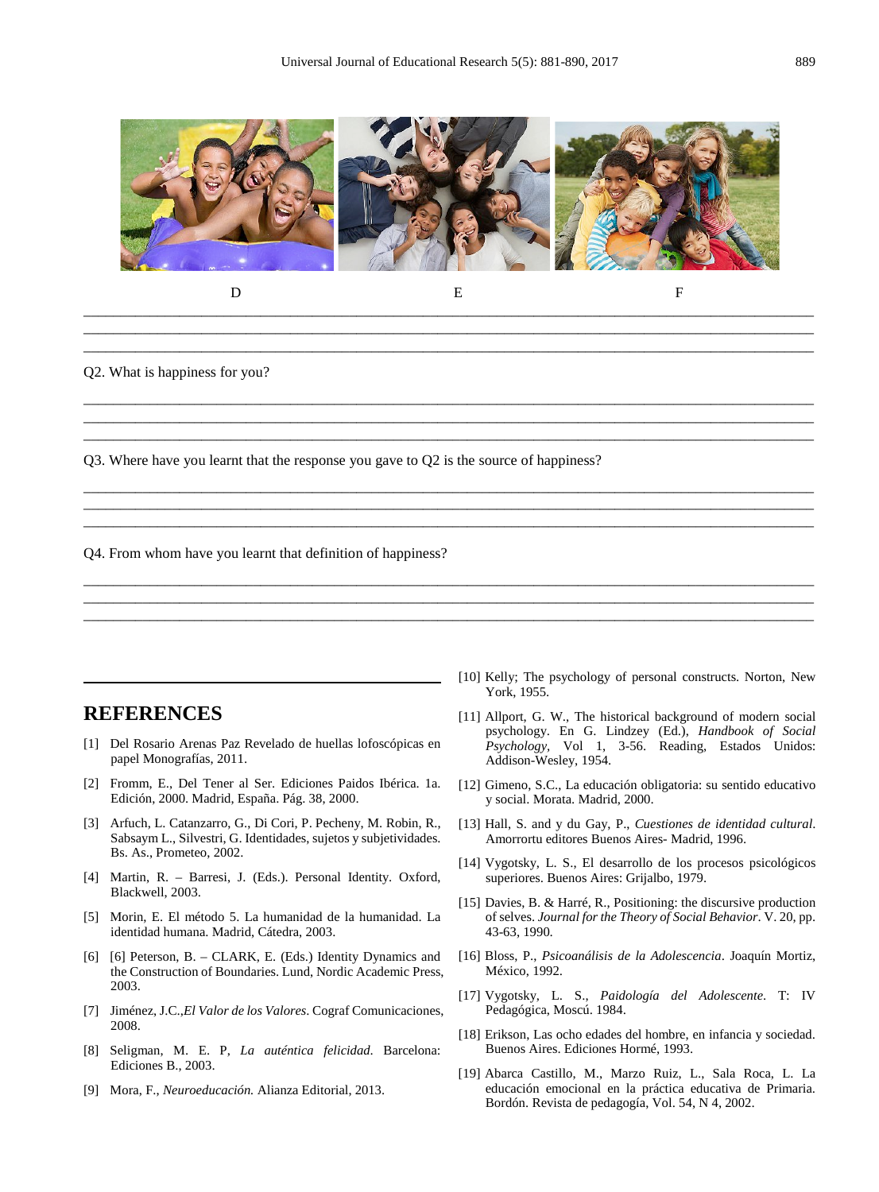D E F

Q2. What is happiness for you?

Q3. Where have you learnt that the response you gave to Q2 is the source of happiness?

Q4. From whom have you learnt that definition of happiness?

## REFERENCES

[1] Del Rosario Arenas Paz Revelado de huellas lofoscópicas en papel Monografías, 2011.

[2] Fromm, E., Del Tener al Ser. Ediciones Paidos Ibérica. 1a. Edición, 2000. Madrid, España. Pág. 38, 2000.

[3] Arfuch, L. Catanzarro, G., Di Cori, P. Pecheny, M. Robin, R., Sabsaym L., Silvestri, G. Identidades, sujetos y subjetividades. Bs. As., Prometeo, 2002.

[4] Martin, R. – Barresi, J. (Eds.). Personal Identity. Oxford, Blackwell, 2003.

[5] Morin, E. El método 5. La humanidad de la humanidad. La identidad humana. Madrid, Cátedra, 2003.

[6] [6] Peterson, B. – CLARK, E. (Eds.) Identity Dynamics and the Construction of Boundaries. Lund, Nordic Academic Press, 2003.

[7] Jiménez, J.C.,*El Valor de los Valores*. Cograf Comunicaciones, 2008.

[8] Seligman, M. E. P, *La auténtica felicidad*. Barcelona: Ediciones B., 2003.

[9] Mora, F., *Neuroeducación*. Alianza Editorial, 2013.

[10] Kelly; The psychology of personal constructs. Norton, New York, 1955.

[11] Allport, G. W., The historical background of modern social psychology. En G. Lindzey (Ed.), *Handbook of Social Psychology*, Vol 1, 3-56. Reading, Estados Unidos: Addison-Wesley, 1954.

[12] Gimeno, S.C., La educación obligatoria: su sentido educativo y social. Morata. Madrid, 2000.

[13] Hall, S. and y du Gay, P., *Cuestiones de identidad cultural*. Amorrortu editores Buenos Aires- Madrid, 1996.

[14] Vygotsky, L. S., El desarrollo de los procesos psicológicos superiores. Buenos Aires: Grijalbo, 1979.

[15] Davies, B. & Harré, R., Positioning: the discursive production of selves. *Journal for the Theory of Social Behavior*. V. 20, pp. 43-63, 1990.

[16] Bloss, P., *Psicoanálisis de la Adolescencia*. Joaquín Mortiz, México, 1992.

[17] Vygotsky, L. S., *Paidología del Adolescente*. T: IV Pedagógica, Moscú. 1984.

[18] Erikson, Las ocho edades del hombre, en infancia y sociedad. Buenos Aires. Ediciones Hormé, 1993.

[19] Abarca Castillo, M., Marzo Ruiz, L., Sala Roca, L. La educación emocional en la práctica educativa de Primaria. Bordón. Revista de pedagogía, Vol. 54, N 4, 2002.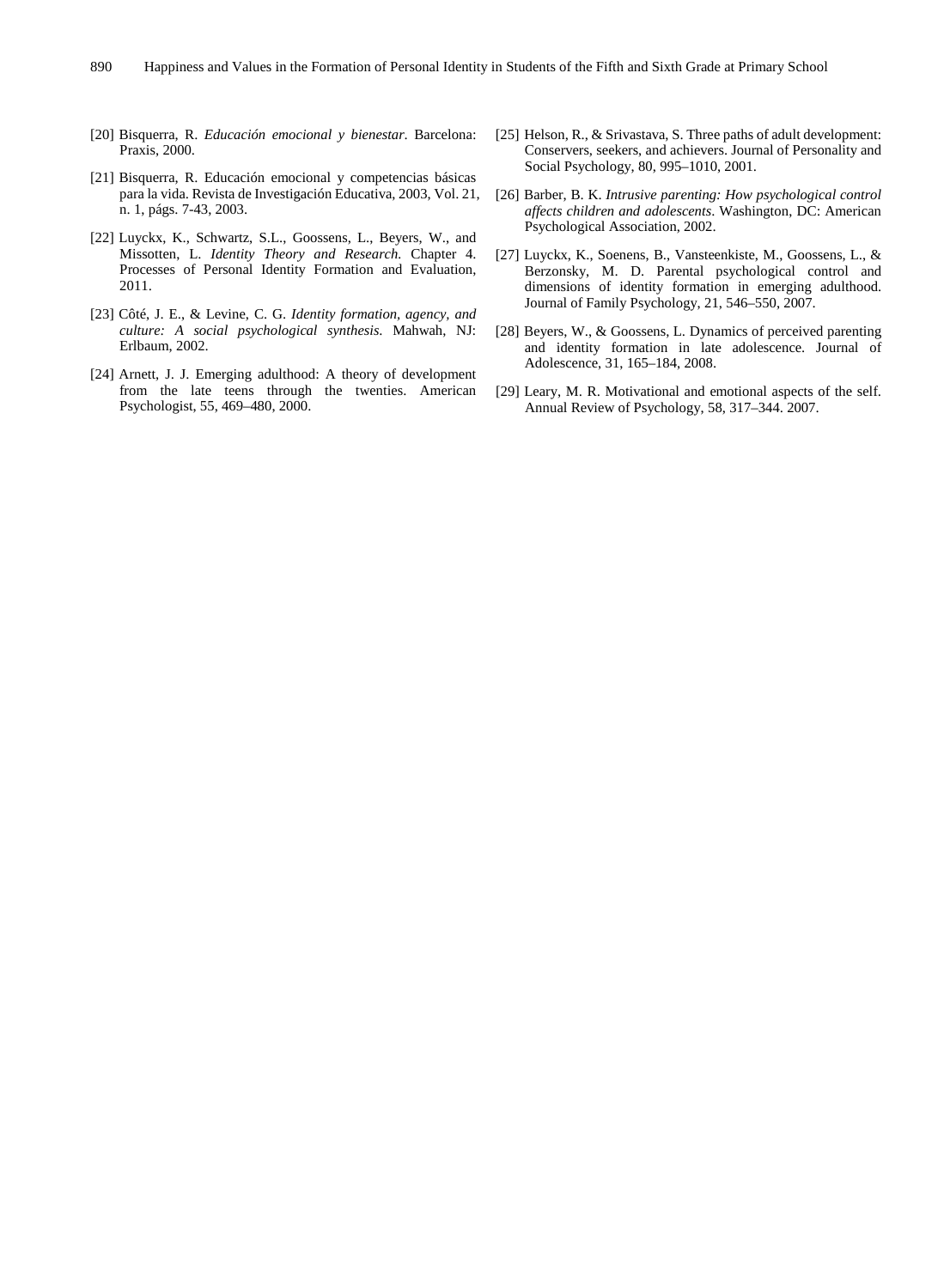[20] Bisquerra, R. *Educación emocional y bienestar*. Barcelona: Praxis, 2000.

[21] Bisquerra, R. Educación emocional y competencias básicas para la vida. Revista de Investigación Educativa, 2003, Vol. 21, n. 1, págs. 7-43, 2003.

[22] Luyckx, K., Schwartz, S.L., Goossens, L., Beyers, W., and Missotten, L. *Identity Theory and Research.* Chapter 4. Processes of Personal Identity Formation and Evaluation, 2011.

[23] Côté, J. E., & Levine, C. G. *Identity formation, agency, and culture: A social psychological synthesis*. Mahwah, NJ: Erlbaum, 2002.

[24] Arnett, J. J. Emerging adulthood: A theory of development from the late teens through the twenties. American Psychologist, 55, 469–480, 2000.

[25] Helson, R., & Srivastava, S. Three paths of adult development: Conservers, seekers, and achievers. Journal of Personality and Social Psychology, 80, 995–1010, 2001.

[26] Barber, B. K. *Intrusive parenting: How psychological control affects children and adolescents*. Washington, DC: American Psychological Association, 2002.

[27] Luyckx, K., Soenens, B., Vansteenkiste, M., Goossens, L., & Berzonsky, M. D. Parental psychological control and dimensions of identity formation in emerging adulthood. Journal of Family Psychology, 21, 546–550, 2007.

[28] Beyers, W., & Goossens, L. Dynamics of perceived parenting and identity formation in late adolescence. Journal of Adolescence, 31, 165–184, 2008.

[29] Leary, M. R. Motivational and emotional aspects of the self. Annual Review of Psychology, 58, 317–344. 2007.